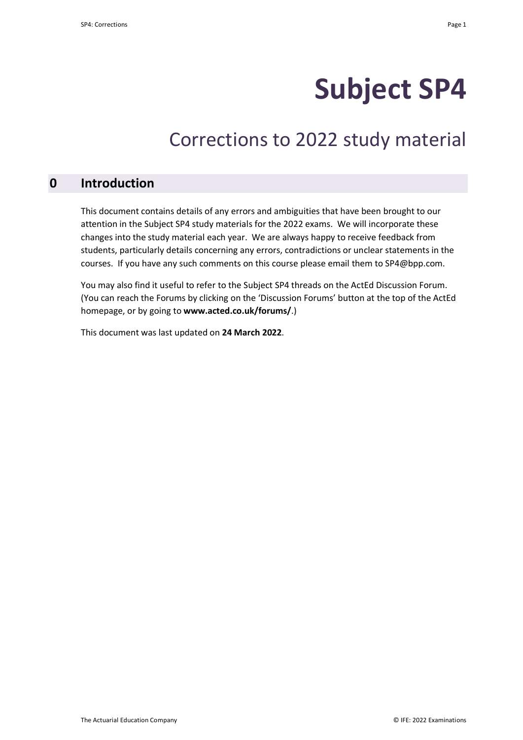# Subject SP4

## Corrections to 2022 study material

## 0 Introduction

This document contains details of any errors and ambiguities that have been brought to our attention in the Subject SP4 study materials for the 2022 exams. We will incorporate these changes into the study material each year. We are always happy to receive feedback from students, particularly details concerning any errors, contradictions or unclear statements in the courses. If you have any such comments on this course please email them to SP4@bpp.com.

You may also find it useful to refer to the Subject SP4 threads on the ActEd Discussion Forum. (You can reach the Forums by clicking on the 'Discussion Forums' button at the top of the ActEd homepage, or by going to **www.acted.co.uk/forums/**.)

This document was last updated on **24 March 2022**.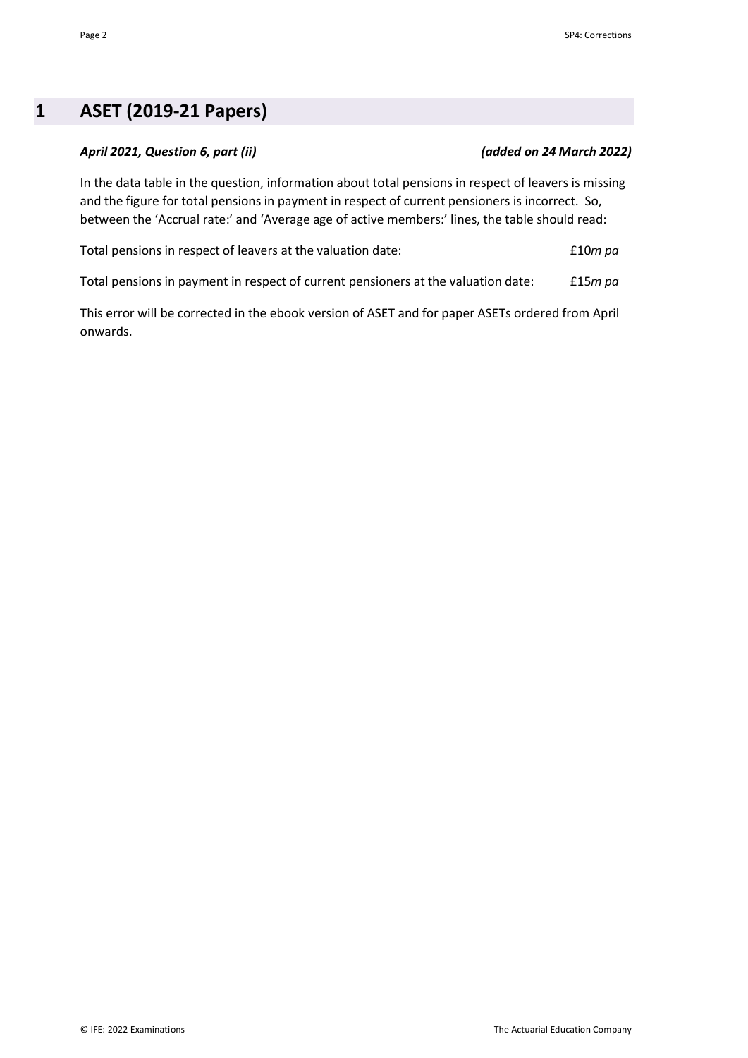# 1 ASET (2019-21 Papers)

***April 2021, Question 6, part (ii)*** ***(added on 24 March 2022)***

In the data table in the question, information about total pensions in respect of leavers is missing and the figure for total pensions in payment in respect of current pensioners is incorrect. So, between the 'Accrual rate:' and 'Average age of active members:' lines, the table should read:

| | |
|---|---|
| Total pensions in respect of leavers at the valuation date: | £10*m pa* |
| Total pensions in payment in respect of current pensioners at the valuation date: | £15*m pa* |

This error will be corrected in the ebook version of ASET and for paper ASETs ordered from April onwards.